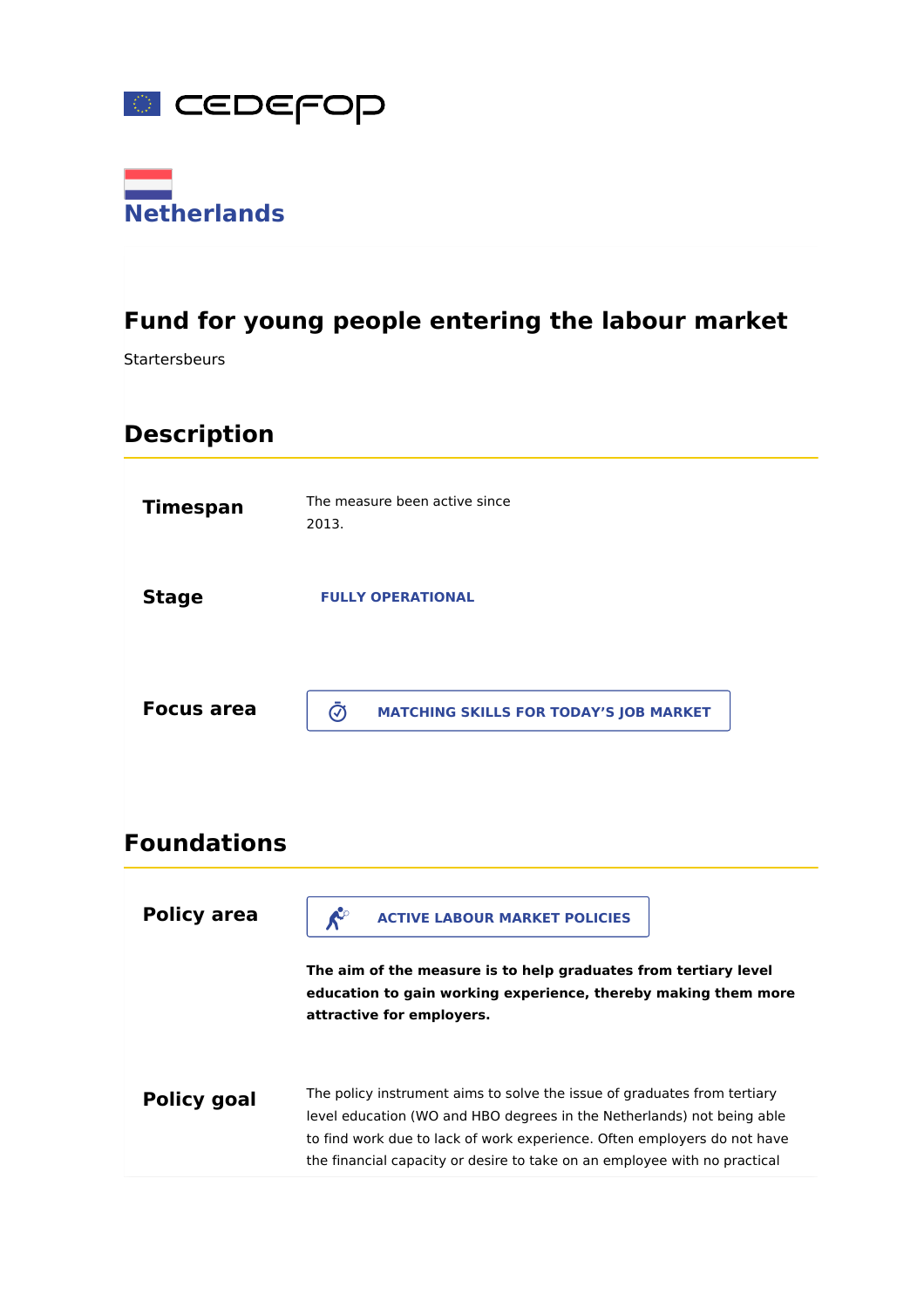# Netherlands

## Fund for young people entering the labour market

Startersbeurs

## Description

**Timespan**

The measure been active since 2013.

**Stage**

FULLY OPERATIONAL

**Focus area**

MATCHING SKILLS FOR TODAY'S JOB MARKET

## Foundations

**Policy area**

ACTIVE LABOUR MARKET POLICIES

**The aim of the measure is to help graduates from tertiary level education to gain working experience, thereby making them more attractive for employers.**

**Policy goal**

The policy instrument aims to solve the issue of graduates from tertiary level education (WO and HBO degrees in the Netherlands) not being able to find work due to lack of work experience. Often employers do not have the financial capacity or desire to take on an employee with no practical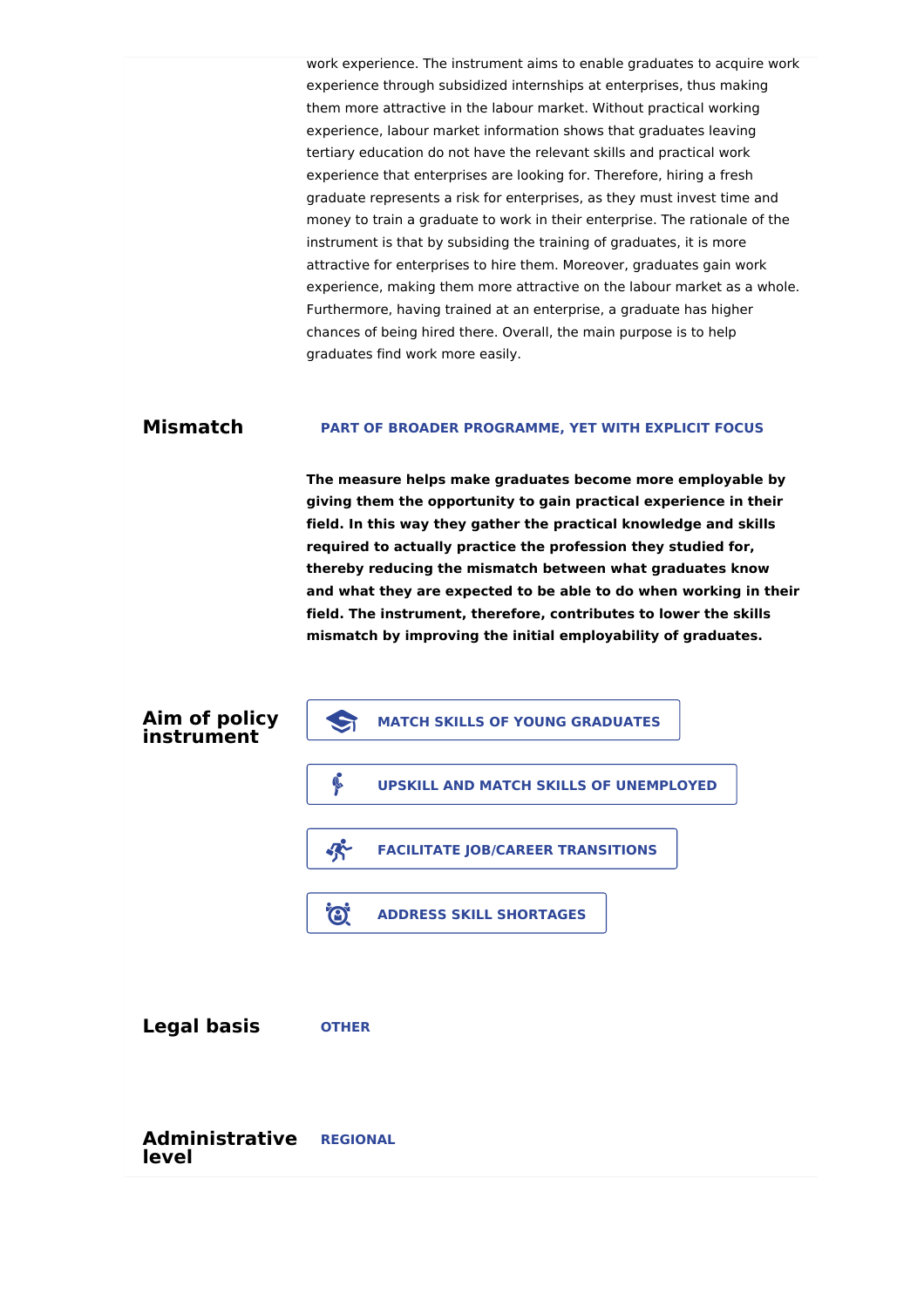work experience. The instrument aims to enable graduates to acquire work experience through subsidized internships at enterprises, thus making them more attractive in the labour market. Without practical working experience, labour market information shows that graduates leaving tertiary education do not have the relevant skills and practical work experience that enterprises are looking for. Therefore, hiring a fresh graduate represents a risk for enterprises, as they must invest time and money to train a graduate to work in their enterprise. The rationale of the instrument is that by subsiding the training of graduates, it is more attractive for enterprises to hire them. Moreover, graduates gain work experience, making them more attractive on the labour market as a whole. Furthermore, having trained at an enterprise, a graduate has higher chances of being hired there. Overall, the main purpose is to help graduates find work more easily.

## Mismatch

PART OF BROADER PROGRAMME, YET WITH EXPLICIT FOCUS

**The measure helps make graduates become more employable by giving them the opportunity to gain practical experience in their field. In this way they gather the practical knowledge and skills required to actually practice the profession they studied for, thereby reducing the mismatch between what graduates know and what they are expected to be able to do when working in their field. The instrument, therefore, contributes to lower the skills mismatch by improving the initial employability of graduates.**

## Aim of policy instrument

- MATCH SKILLS OF YOUNG GRADUATES
- UPSKILL AND MATCH SKILLS OF UNEMPLOYED
- FACILITATE JOB/CAREER TRANSITIONS
- ADDRESS SKILL SHORTAGES

## Legal basis

OTHER

## Administrative level

REGIONAL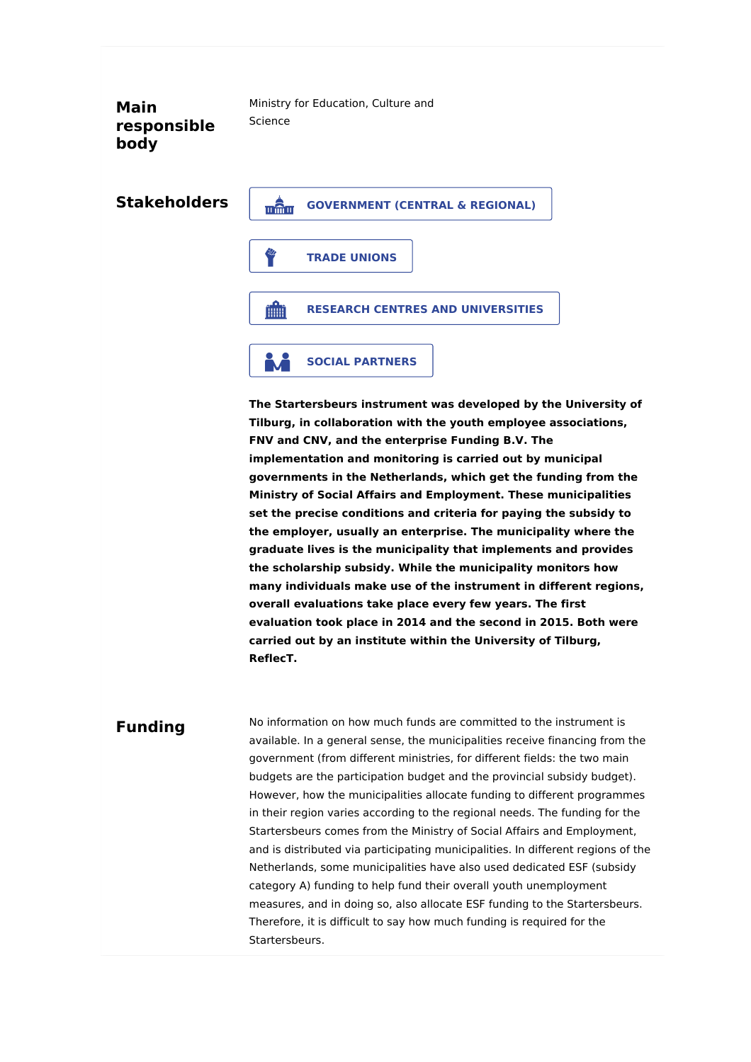## Main responsible body

Ministry for Education, Culture and Science

## Stakeholders

- GOVERNMENT (CENTRAL & REGIONAL)
- TRADE UNIONS
- RESEARCH CENTRES AND UNIVERSITIES
- SOCIAL PARTNERS

**The Startersbeurs instrument was developed by the University of Tilburg, in collaboration with the youth employee associations, FNV and CNV, and the enterprise Funding B.V. The implementation and monitoring is carried out by municipal governments in the Netherlands, which get the funding from the Ministry of Social Affairs and Employment. These municipalities set the precise conditions and criteria for paying the subsidy to the employer, usually an enterprise. The municipality where the graduate lives is the municipality that implements and provides the scholarship subsidy. While the municipality monitors how many individuals make use of the instrument in different regions, overall evaluations take place every few years. The first evaluation took place in 2014 and the second in 2015. Both were carried out by an institute within the University of Tilburg, ReflecT.**

## Funding

No information on how much funds are committed to the instrument is available. In a general sense, the municipalities receive financing from the government (from different ministries, for different fields: the two main budgets are the participation budget and the provincial subsidy budget). However, how the municipalities allocate funding to different programmes in their region varies according to the regional needs. The funding for the Startersbeurs comes from the Ministry of Social Affairs and Employment, and is distributed via participating municipalities. In different regions of the Netherlands, some municipalities have also used dedicated ESF (subsidy category A) funding to help fund their overall youth unemployment measures, and in doing so, also allocate ESF funding to the Startersbeurs. Therefore, it is difficult to say how much funding is required for the Startersbeurs.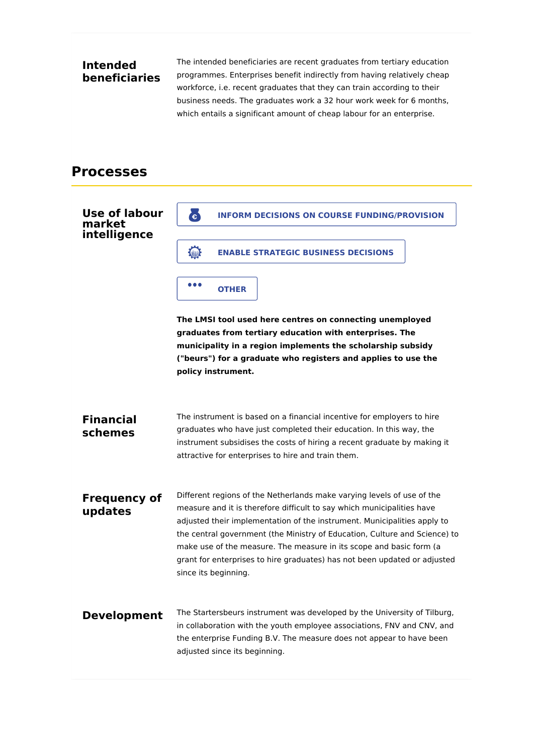**Intended beneficiaries**

The intended beneficiaries are recent graduates from tertiary education programmes. Enterprises benefit indirectly from having relatively cheap workforce, i.e. recent graduates that they can train according to their business needs. The graduates work a 32 hour work week for 6 months, which entails a significant amount of cheap labour for an enterprise.

## Processes

**Use of labour market intelligence**

- INFORM DECISIONS ON COURSE FUNDING/PROVISION
- ENABLE STRATEGIC BUSINESS DECISIONS
- OTHER

**The LMSI tool used here centres on connecting unemployed graduates from tertiary education with enterprises. The municipality in a region implements the scholarship subsidy ("beurs") for a graduate who registers and applies to use the policy instrument.**

**Financial schemes**

The instrument is based on a financial incentive for employers to hire graduates who have just completed their education. In this way, the instrument subsidises the costs of hiring a recent graduate by making it attractive for enterprises to hire and train them.

**Frequency of updates**

Different regions of the Netherlands make varying levels of use of the measure and it is therefore difficult to say which municipalities have adjusted their implementation of the instrument. Municipalities apply to the central government (the Ministry of Education, Culture and Science) to make use of the measure. The measure in its scope and basic form (a grant for enterprises to hire graduates) has not been updated or adjusted since its beginning.

**Development**

The Startersbeurs instrument was developed by the University of Tilburg, in collaboration with the youth employee associations, FNV and CNV, and the enterprise Funding B.V. The measure does not appear to have been adjusted since its beginning.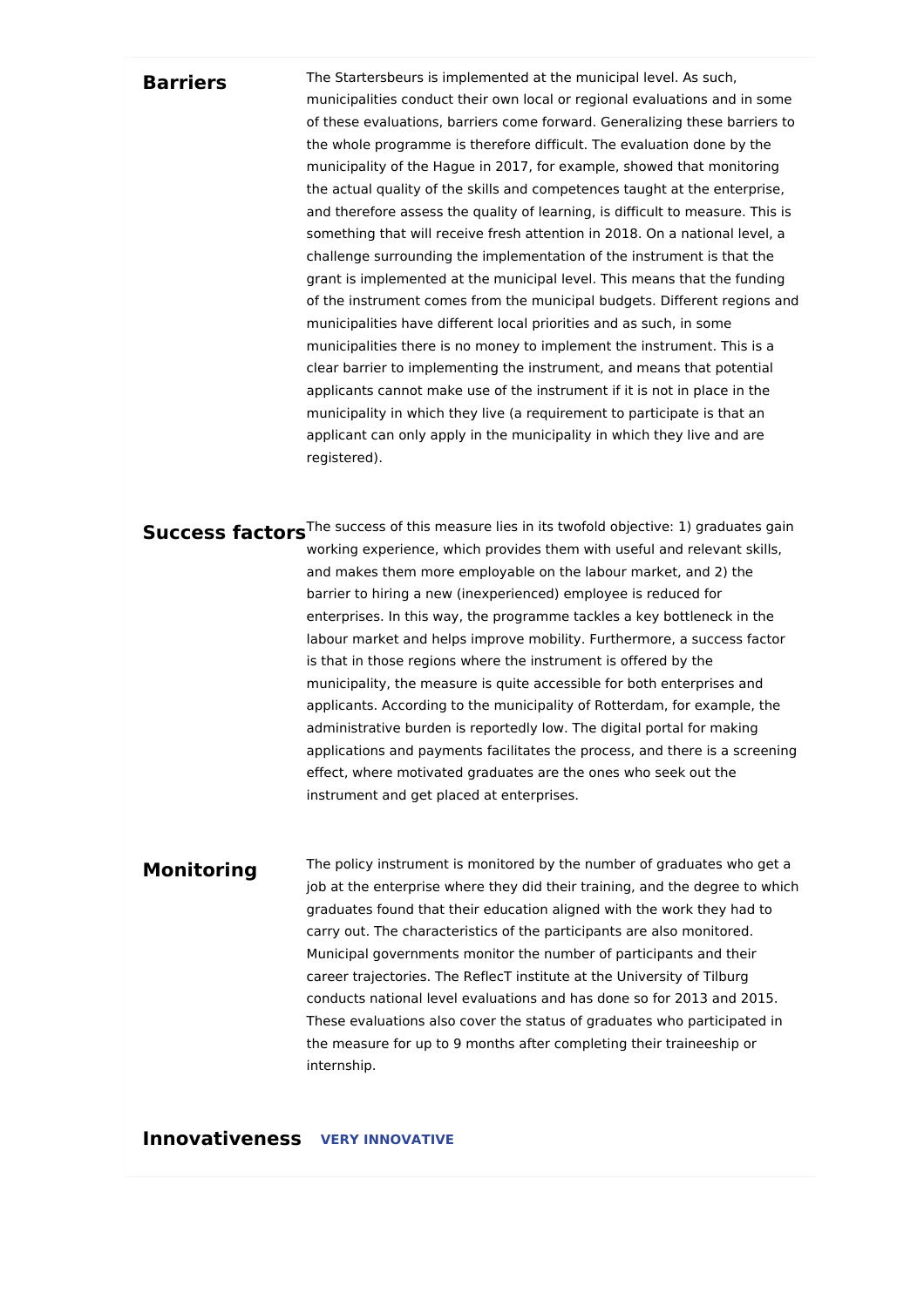## Barriers

The Startersbeurs is implemented at the municipal level. As such, municipalities conduct their own local or regional evaluations and in some of these evaluations, barriers come forward. Generalizing these barriers to the whole programme is therefore difficult. The evaluation done by the municipality of the Hague in 2017, for example, showed that monitoring the actual quality of the skills and competences taught at the enterprise, and therefore assess the quality of learning, is difficult to measure. This is something that will receive fresh attention in 2018. On a national level, a challenge surrounding the implementation of the instrument is that the grant is implemented at the municipal level. This means that the funding of the instrument comes from the municipal budgets. Different regions and municipalities have different local priorities and as such, in some municipalities there is no money to implement the instrument. This is a clear barrier to implementing the instrument, and means that potential applicants cannot make use of the instrument if it is not in place in the municipality in which they live (a requirement to participate is that an applicant can only apply in the municipality in which they live and are registered).

## Success factors

The success of this measure lies in its twofold objective: 1) graduates gain working experience, which provides them with useful and relevant skills, and makes them more employable on the labour market, and 2) the barrier to hiring a new (inexperienced) employee is reduced for enterprises. In this way, the programme tackles a key bottleneck in the labour market and helps improve mobility. Furthermore, a success factor is that in those regions where the instrument is offered by the municipality, the measure is quite accessible for both enterprises and applicants. According to the municipality of Rotterdam, for example, the administrative burden is reportedly low. The digital portal for making applications and payments facilitates the process, and there is a screening effect, where motivated graduates are the ones who seek out the instrument and get placed at enterprises.

## Monitoring

The policy instrument is monitored by the number of graduates who get a job at the enterprise where they did their training, and the degree to which graduates found that their education aligned with the work they had to carry out. The characteristics of the participants are also monitored. Municipal governments monitor the number of participants and their career trajectories. The ReflecT institute at the University of Tilburg conducts national level evaluations and has done so for 2013 and 2015. These evaluations also cover the status of graduates who participated in the measure for up to 9 months after completing their traineeship or internship.

## Innovativeness

**VERY INNOVATIVE**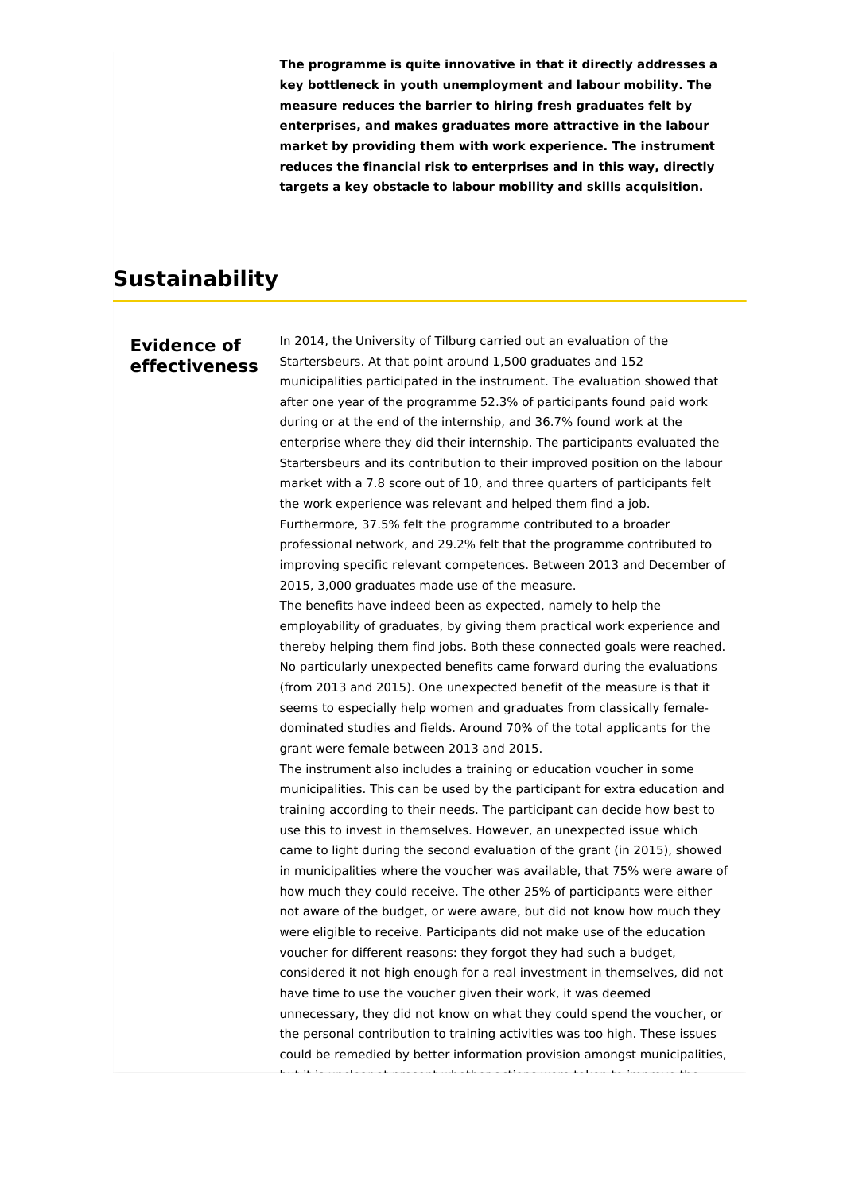**The programme is quite innovative in that it directly addresses a key bottleneck in youth unemployment and labour mobility. The measure reduces the barrier to hiring fresh graduates felt by enterprises, and makes graduates more attractive in the labour market by providing them with work experience. The instrument reduces the financial risk to enterprises and in this way, directly targets a key obstacle to labour mobility and skills acquisition.**

## Sustainability

### Evidence of effectiveness

In 2014, the University of Tilburg carried out an evaluation of the Startersbeurs. At that point around 1,500 graduates and 152 municipalities participated in the instrument. The evaluation showed that after one year of the programme 52.3% of participants found paid work during or at the end of the internship, and 36.7% found work at the enterprise where they did their internship. The participants evaluated the Startersbeurs and its contribution to their improved position on the labour market with a 7.8 score out of 10, and three quarters of participants felt the work experience was relevant and helped them find a job. Furthermore, 37.5% felt the programme contributed to a broader professional network, and 29.2% felt that the programme contributed to improving specific relevant competences. Between 2013 and December of 2015, 3,000 graduates made use of the measure.

The benefits have indeed been as expected, namely to help the employability of graduates, by giving them practical work experience and thereby helping them find jobs. Both these connected goals were reached. No particularly unexpected benefits came forward during the evaluations (from 2013 and 2015). One unexpected benefit of the measure is that it seems to especially help women and graduates from classically female-dominated studies and fields. Around 70% of the total applicants for the grant were female between 2013 and 2015.

The instrument also includes a training or education voucher in some municipalities. This can be used by the participant for extra education and training according to their needs. The participant can decide how best to use this to invest in themselves. However, an unexpected issue which came to light during the second evaluation of the grant (in 2015), showed in municipalities where the voucher was available, that 75% were aware of how much they could receive. The other 25% of participants were either not aware of the budget, or were aware, but did not know how much they were eligible to receive. Participants did not make use of the education voucher for different reasons: they forgot they had such a budget, considered it not high enough for a real investment in themselves, did not have time to use the voucher given their work, it was deemed unnecessary, they did not know on what they could spend the voucher, or the personal contribution to training activities was too high. These issues could be remedied by better information provision amongst municipalities,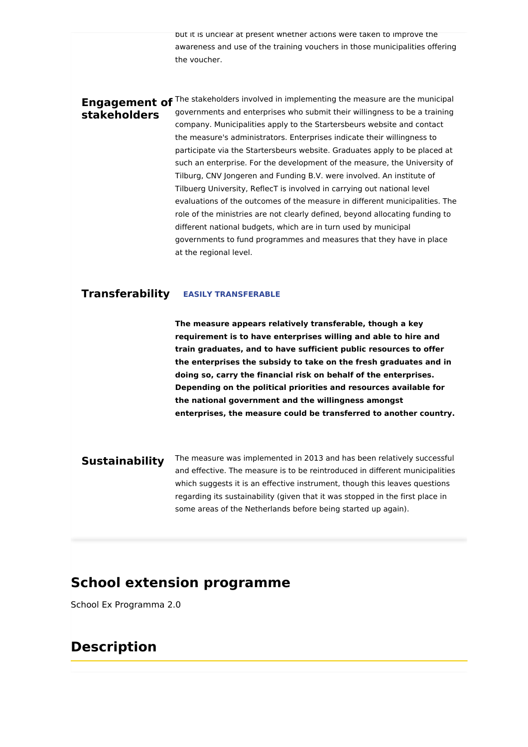but it is unclear at present whether actions were taken to improve the awareness and use of the training vouchers in those municipalities offering the voucher.

### Engagement of stakeholders

The stakeholders involved in implementing the measure are the municipal governments and enterprises who submit their willingness to be a training company. Municipalities apply to the Startersbeurs website and contact the measure's administrators. Enterprises indicate their willingness to participate via the Startersbeurs website. Graduates apply to be placed at such an enterprise. For the development of the measure, the University of Tilburg, CNV Jongeren and Funding B.V. were involved. An institute of Tilbuerg University, ReflecT is involved in carrying out national level evaluations of the outcomes of the measure in different municipalities. The role of the ministries are not clearly defined, beyond allocating funding to different national budgets, which are in turn used by municipal governments to fund programmes and measures that they have in place at the regional level.

### Transferability

**EASILY TRANSFERABLE**

**The measure appears relatively transferable, though a key requirement is to have enterprises willing and able to hire and train graduates, and to have sufficient public resources to offer the enterprises the subsidy to take on the fresh graduates and in doing so, carry the financial risk on behalf of the enterprises. Depending on the political priorities and resources available for the national government and the willingness amongst enterprises, the measure could be transferred to another country.**

### Sustainability

The measure was implemented in 2013 and has been relatively successful and effective. The measure is to be reintroduced in different municipalities which suggests it is an effective instrument, though this leaves questions regarding its sustainability (given that it was stopped in the first place in some areas of the Netherlands before being started up again).

## School extension programme

School Ex Programma 2.0

## Description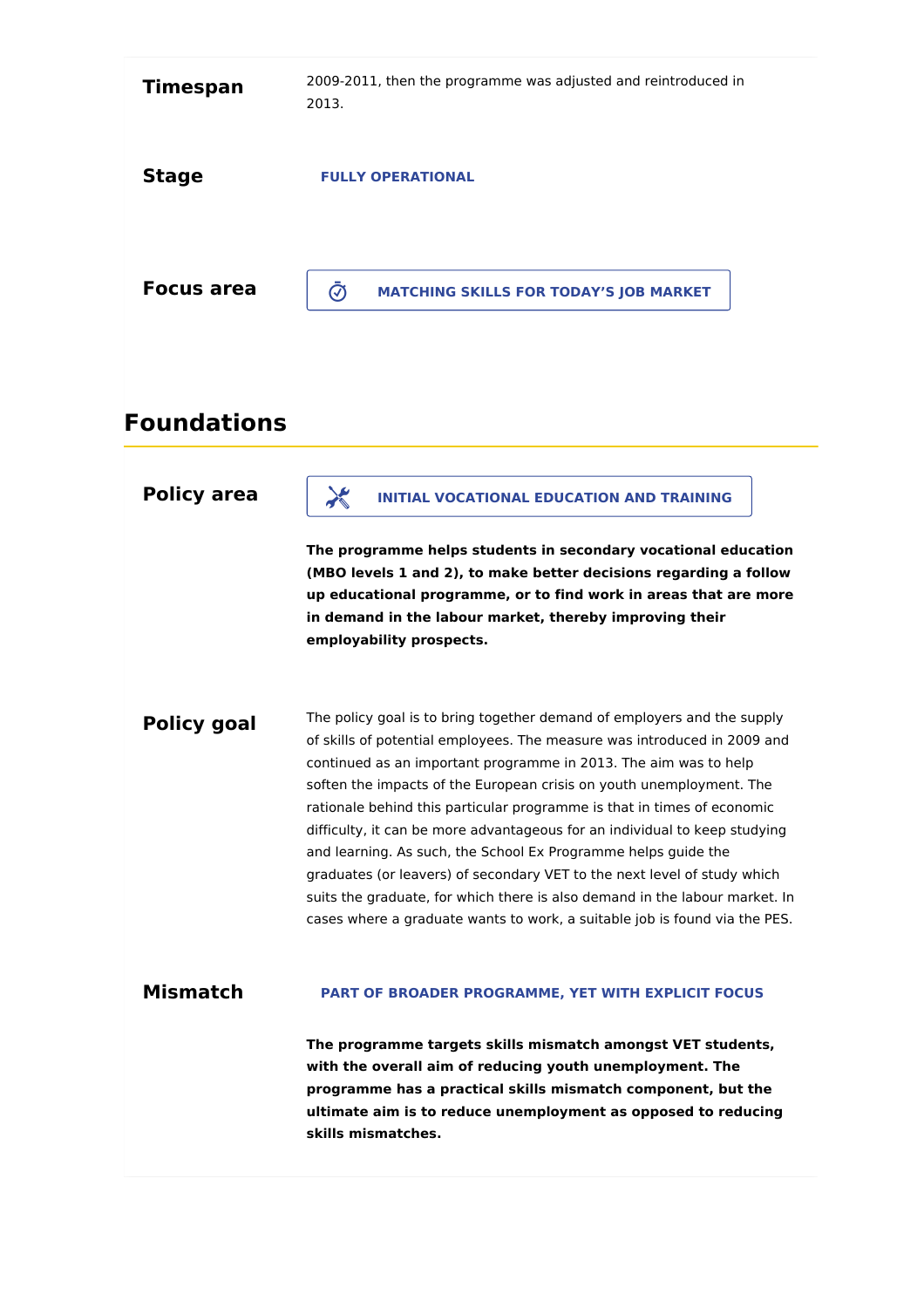**Timespan**

2009-2011, then the programme was adjusted and reintroduced in 2013.

**Stage**

FULLY OPERATIONAL

**Focus area**

MATCHING SKILLS FOR TODAY'S JOB MARKET

## Foundations

**Policy area**

INITIAL VOCATIONAL EDUCATION AND TRAINING

**The programme helps students in secondary vocational education (MBO levels 1 and 2), to make better decisions regarding a follow up educational programme, or to find work in areas that are more in demand in the labour market, thereby improving their employability prospects.**

**Policy goal**

The policy goal is to bring together demand of employers and the supply of skills of potential employees. The measure was introduced in 2009 and continued as an important programme in 2013. The aim was to help soften the impacts of the European crisis on youth unemployment. The rationale behind this particular programme is that in times of economic difficulty, it can be more advantageous for an individual to keep studying and learning. As such, the School Ex Programme helps guide the graduates (or leavers) of secondary VET to the next level of study which suits the graduate, for which there is also demand in the labour market. In cases where a graduate wants to work, a suitable job is found via the PES.

**Mismatch**

PART OF BROADER PROGRAMME, YET WITH EXPLICIT FOCUS

**The programme targets skills mismatch amongst VET students, with the overall aim of reducing youth unemployment. The programme has a practical skills mismatch component, but the ultimate aim is to reduce unemployment as opposed to reducing skills mismatches.**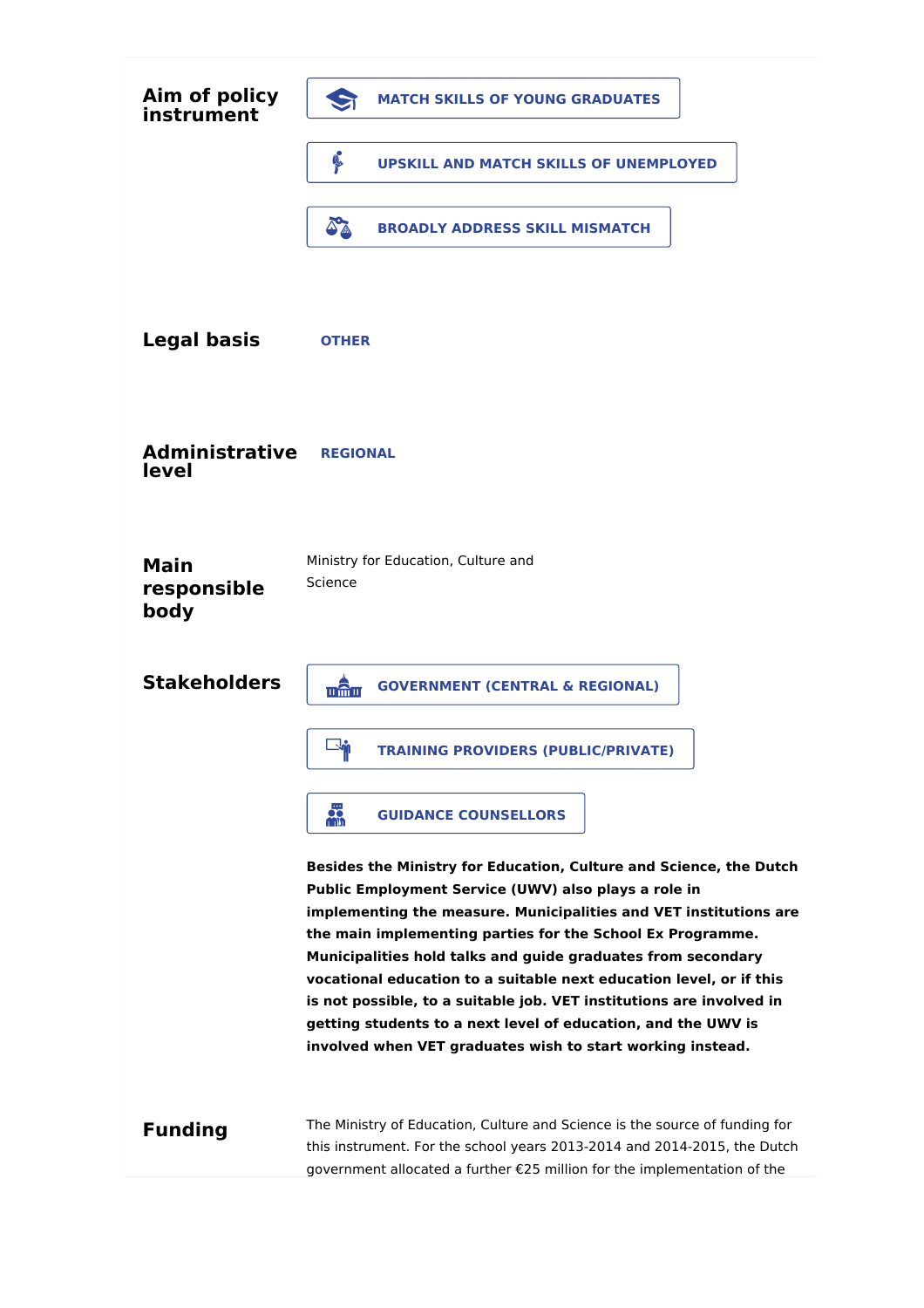## Aim of policy instrument

MATCH SKILLS OF YOUNG GRADUATES

UPSKILL AND MATCH SKILLS OF UNEMPLOYED

BROADLY ADDRESS SKILL MISMATCH

## Legal basis

OTHER

## Administrative level

REGIONAL

## Main responsible body

Ministry for Education, Culture and Science

## Stakeholders

GOVERNMENT (CENTRAL & REGIONAL)

TRAINING PROVIDERS (PUBLIC/PRIVATE)

GUIDANCE COUNSELLORS

**Besides the Ministry for Education, Culture and Science, the Dutch Public Employment Service (UWV) also plays a role in implementing the measure. Municipalities and VET institutions are the main implementing parties for the School Ex Programme. Municipalities hold talks and guide graduates from secondary vocational education to a suitable next education level, or if this is not possible, to a suitable job. VET institutions are involved in getting students to a next level of education, and the UWV is involved when VET graduates wish to start working instead.**

## Funding

The Ministry of Education, Culture and Science is the source of funding for this instrument. For the school years 2013-2014 and 2014-2015, the Dutch government allocated a further €25 million for the implementation of the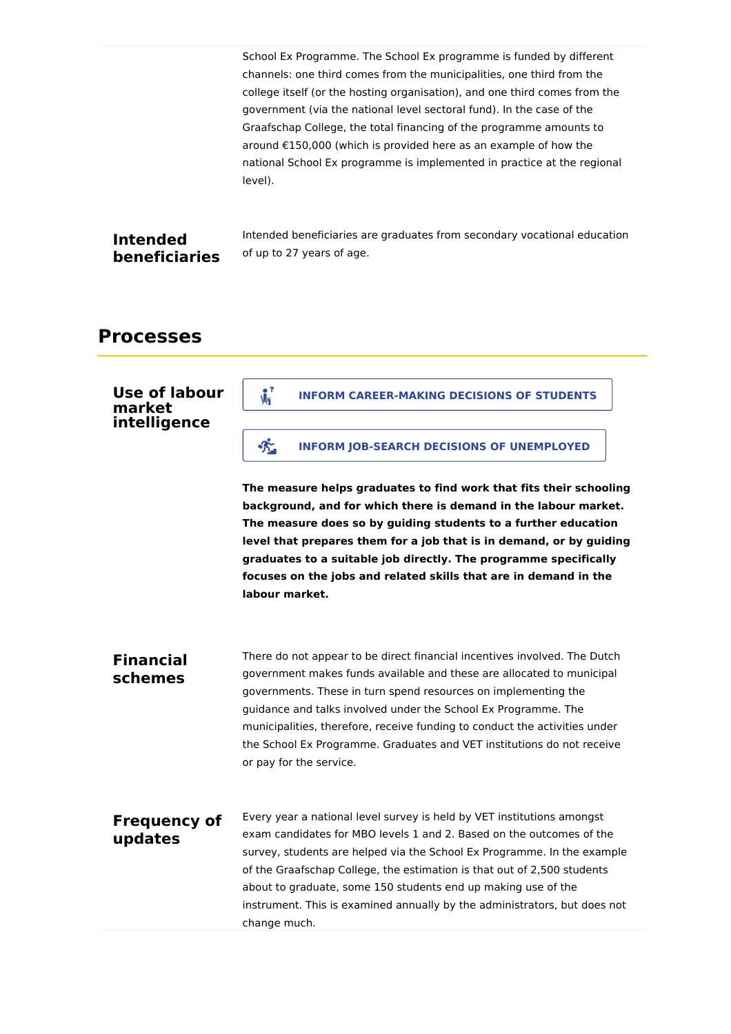School Ex Programme. The School Ex programme is funded by different channels: one third comes from the municipalities, one third from the college itself (or the hosting organisation), and one third comes from the government (via the national level sectoral fund). In the case of the Graafschap College, the total financing of the programme amounts to around €150,000 (which is provided here as an example of how the national School Ex programme is implemented in practice at the regional level).

### Intended beneficiaries

Intended beneficiaries are graduates from secondary vocational education of up to 27 years of age.

## Processes

### Use of labour market intelligence

INFORM CAREER-MAKING DECISIONS OF STUDENTS

INFORM JOB-SEARCH DECISIONS OF UNEMPLOYED

**The measure helps graduates to find work that fits their schooling background, and for which there is demand in the labour market. The measure does so by guiding students to a further education level that prepares them for a job that is in demand, or by guiding graduates to a suitable job directly. The programme specifically focuses on the jobs and related skills that are in demand in the labour market.**

### Financial schemes

There do not appear to be direct financial incentives involved. The Dutch government makes funds available and these are allocated to municipal governments. These in turn spend resources on implementing the guidance and talks involved under the School Ex Programme. The municipalities, therefore, receive funding to conduct the activities under the School Ex Programme. Graduates and VET institutions do not receive or pay for the service.

### Frequency of updates

Every year a national level survey is held by VET institutions amongst exam candidates for MBO levels 1 and 2. Based on the outcomes of the survey, students are helped via the School Ex Programme. In the example of the Graafschap College, the estimation is that out of 2,500 students about to graduate, some 150 students end up making use of the instrument. This is examined annually by the administrators, but does not change much.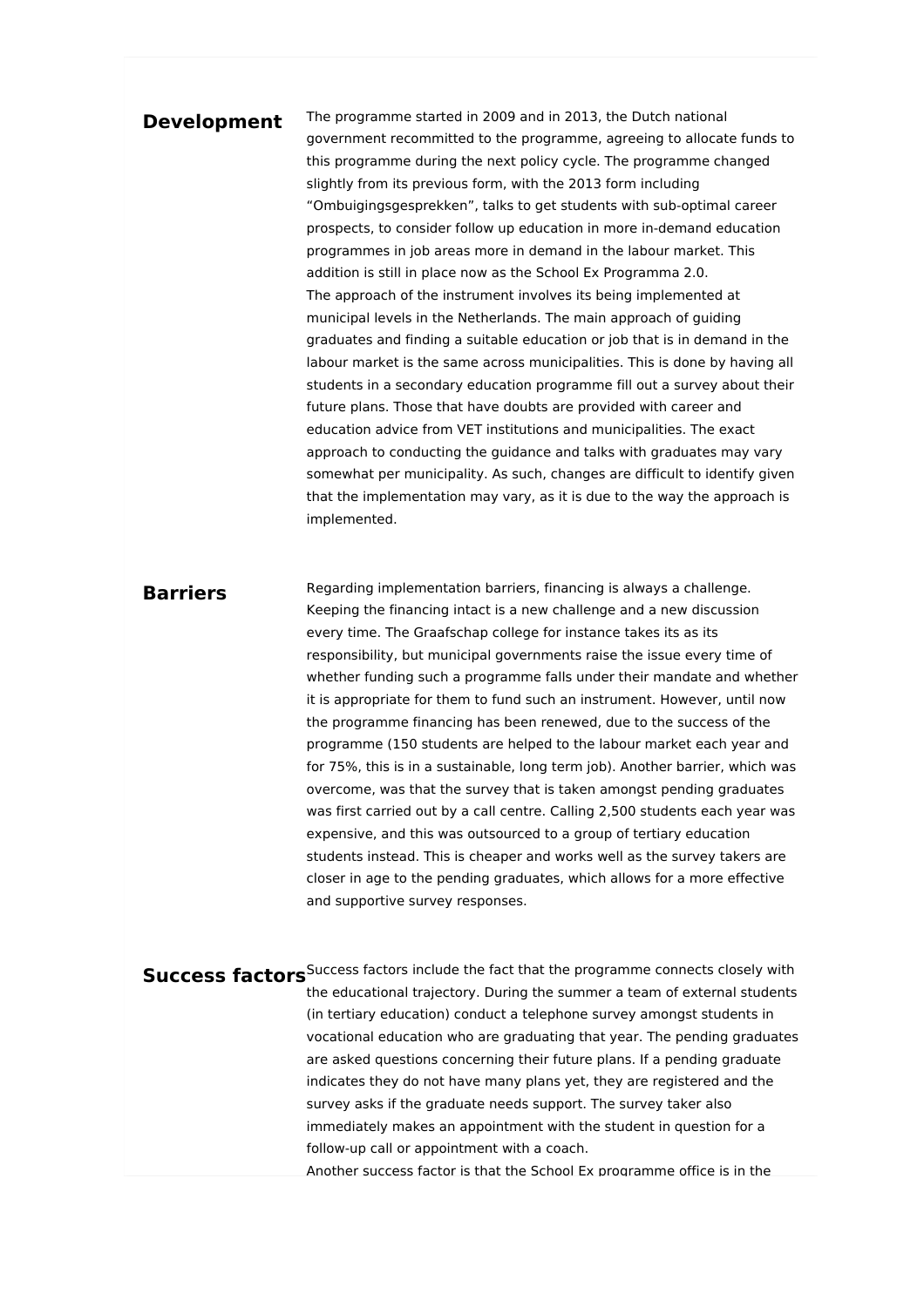## Development

The programme started in 2009 and in 2013, the Dutch national government recommitted to the programme, agreeing to allocate funds to this programme during the next policy cycle. The programme changed slightly from its previous form, with the 2013 form including "Ombuigingsgesprekken", talks to get students with sub-optimal career prospects, to consider follow up education in more in-demand education programmes in job areas more in demand in the labour market. This addition is still in place now as the School Ex Programma 2.0.
The approach of the instrument involves its being implemented at municipal levels in the Netherlands. The main approach of guiding graduates and finding a suitable education or job that is in demand in the labour market is the same across municipalities. This is done by having all students in a secondary education programme fill out a survey about their future plans. Those that have doubts are provided with career and education advice from VET institutions and municipalities. The exact approach to conducting the guidance and talks with graduates may vary somewhat per municipality. As such, changes are difficult to identify given that the implementation may vary, as it is due to the way the approach is implemented.

## Barriers

Regarding implementation barriers, financing is always a challenge. Keeping the financing intact is a new challenge and a new discussion every time. The Graafschap college for instance takes its as its responsibility, but municipal governments raise the issue every time of whether funding such a programme falls under their mandate and whether it is appropriate for them to fund such an instrument. However, until now the programme financing has been renewed, due to the success of the programme (150 students are helped to the labour market each year and for 75%, this is in a sustainable, long term job). Another barrier, which was overcome, was that the survey that is taken amongst pending graduates was first carried out by a call centre. Calling 2,500 students each year was expensive, and this was outsourced to a group of tertiary education students instead. This is cheaper and works well as the survey takers are closer in age to the pending graduates, which allows for a more effective and supportive survey responses.

## Success factors

Success factors include the fact that the programme connects closely with the educational trajectory. During the summer a team of external students (in tertiary education) conduct a telephone survey amongst students in vocational education who are graduating that year. The pending graduates are asked questions concerning their future plans. If a pending graduate indicates they do not have many plans yet, they are registered and the survey asks if the graduate needs support. The survey taker also immediately makes an appointment with the student in question for a follow-up call or appointment with a coach.
Another success factor is that the School Ex programme office is in the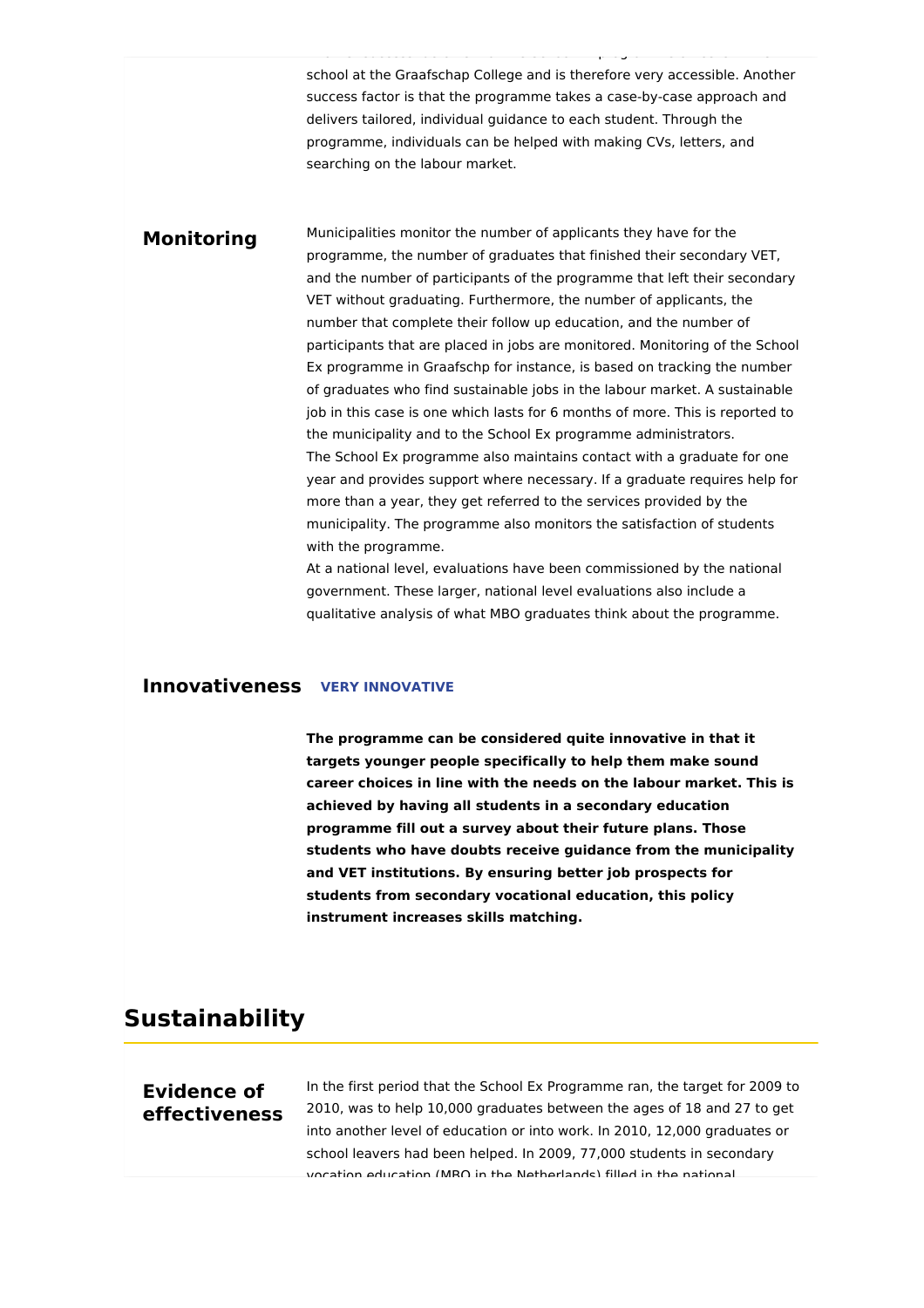school at the Graafschap College and is therefore very accessible. Another success factor is that the programme takes a case-by-case approach and delivers tailored, individual guidance to each student. Through the programme, individuals can be helped with making CVs, letters, and searching on the labour market.

### Monitoring

Municipalities monitor the number of applicants they have for the programme, the number of graduates that finished their secondary VET, and the number of participants of the programme that left their secondary VET without graduating. Furthermore, the number of applicants, the number that complete their follow up education, and the number of participants that are placed in jobs are monitored. Monitoring of the School Ex programme in Graafschp for instance, is based on tracking the number of graduates who find sustainable jobs in the labour market. A sustainable job in this case is one which lasts for 6 months of more. This is reported to the municipality and to the School Ex programme administrators.
The School Ex programme also maintains contact with a graduate for one year and provides support where necessary. If a graduate requires help for more than a year, they get referred to the services provided by the municipality. The programme also monitors the satisfaction of students with the programme.
At a national level, evaluations have been commissioned by the national government. These larger, national level evaluations also include a qualitative analysis of what MBO graduates think about the programme.

### Innovativeness **VERY INNOVATIVE**

**The programme can be considered quite innovative in that it targets younger people specifically to help them make sound career choices in line with the needs on the labour market. This is achieved by having all students in a secondary education programme fill out a survey about their future plans. Those students who have doubts receive guidance from the municipality and VET institutions. By ensuring better job prospects for students from secondary vocational education, this policy instrument increases skills matching.**

## Sustainability

### Evidence of effectiveness

In the first period that the School Ex Programme ran, the target for 2009 to 2010, was to help 10,000 graduates between the ages of 18 and 27 to get into another level of education or into work. In 2010, 12,000 graduates or school leavers had been helped. In 2009, 77,000 students in secondary vocation education (MBO in the Netherlands) filled in the national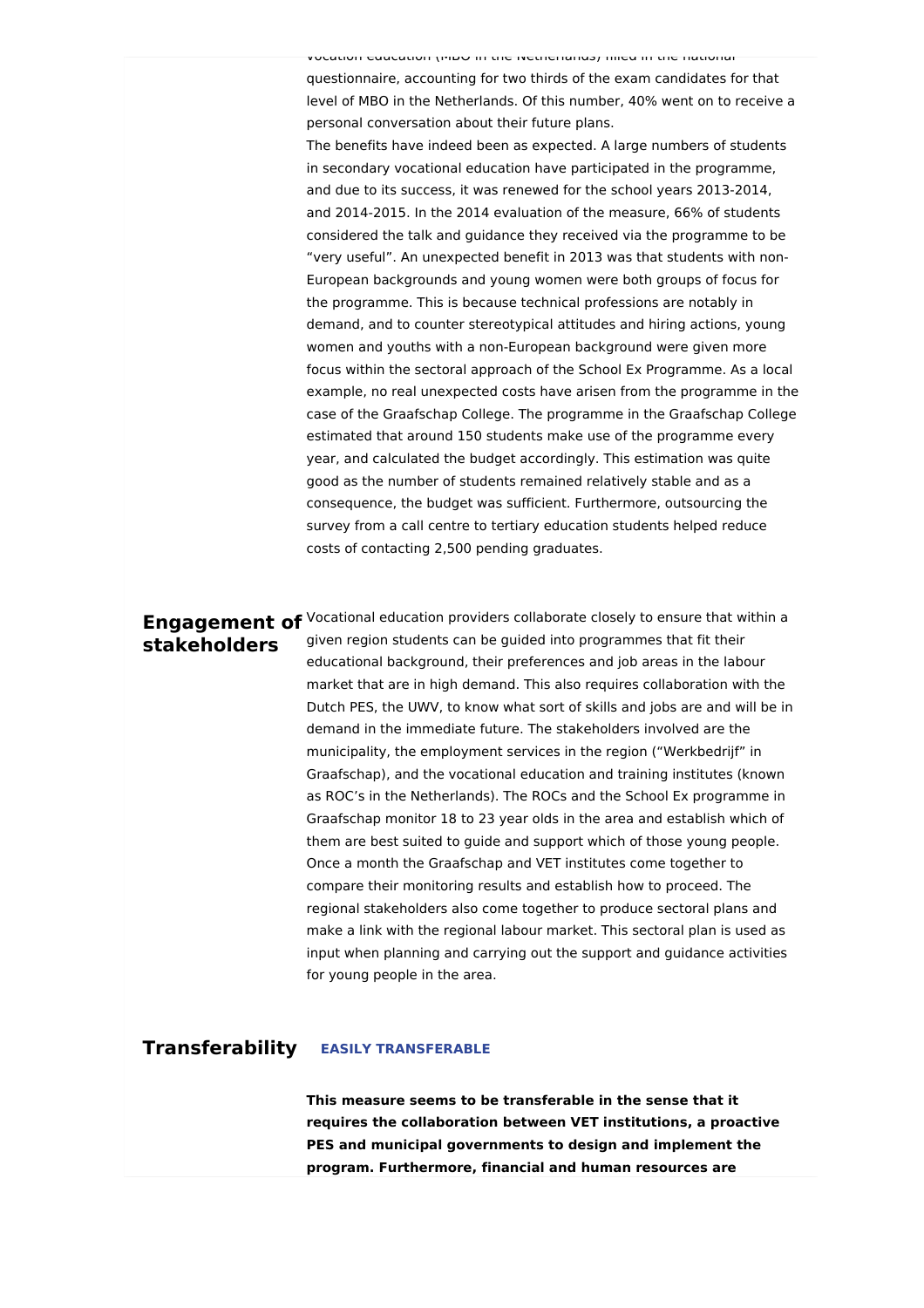vocation education (MBO in the Netherlands) filled in the national questionnaire, accounting for two thirds of the exam candidates for that level of MBO in the Netherlands. Of this number, 40% went on to receive a personal conversation about their future plans.

The benefits have indeed been as expected. A large numbers of students in secondary vocational education have participated in the programme, and due to its success, it was renewed for the school years 2013-2014, and 2014-2015. In the 2014 evaluation of the measure, 66% of students considered the talk and guidance they received via the programme to be "very useful". An unexpected benefit in 2013 was that students with non-European backgrounds and young women were both groups of focus for the programme. This is because technical professions are notably in demand, and to counter stereotypical attitudes and hiring actions, young women and youths with a non-European background were given more focus within the sectoral approach of the School Ex Programme. As a local example, no real unexpected costs have arisen from the programme in the case of the Graafschap College. The programme in the Graafschap College estimated that around 150 students make use of the programme every year, and calculated the budget accordingly. This estimation was quite good as the number of students remained relatively stable and as a consequence, the budget was sufficient. Furthermore, outsourcing the survey from a call centre to tertiary education students helped reduce costs of contacting 2,500 pending graduates.

## Engagement of stakeholders

Vocational education providers collaborate closely to ensure that within a given region students can be guided into programmes that fit their educational background, their preferences and job areas in the labour market that are in high demand. This also requires collaboration with the Dutch PES, the UWV, to know what sort of skills and jobs are and will be in demand in the immediate future. The stakeholders involved are the municipality, the employment services in the region ("Werkbedrijf" in Graafschap), and the vocational education and training institutes (known as ROC's in the Netherlands). The ROCs and the School Ex programme in Graafschap monitor 18 to 23 year olds in the area and establish which of them are best suited to guide and support which of those young people. Once a month the Graafschap and VET institutes come together to compare their monitoring results and establish how to proceed. The regional stakeholders also come together to produce sectoral plans and make a link with the regional labour market. This sectoral plan is used as input when planning and carrying out the support and guidance activities for young people in the area.

## Transferability

**EASILY TRANSFERABLE**

**This measure seems to be transferable in the sense that it requires the collaboration between VET institutions, a proactive PES and municipal governments to design and implement the program. Furthermore, financial and human resources are**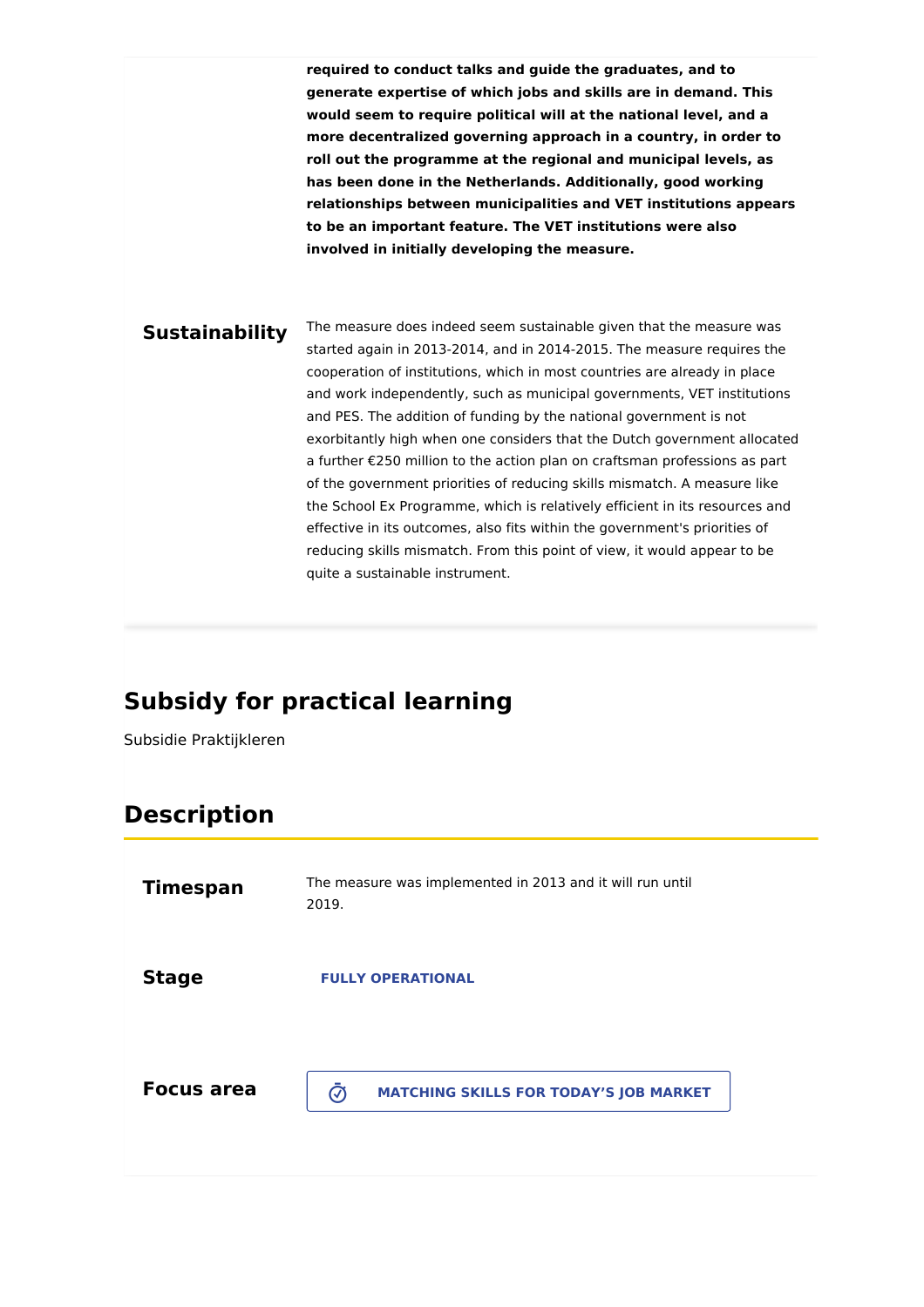**required to conduct talks and guide the graduates, and to generate expertise of which jobs and skills are in demand. This would seem to require political will at the national level, and a more decentralized governing approach in a country, in order to roll out the programme at the regional and municipal levels, as has been done in the Netherlands. Additionally, good working relationships between municipalities and VET institutions appears to be an important feature. The VET institutions were also involved in initially developing the measure.**

**Sustainability**

The measure does indeed seem sustainable given that the measure was started again in 2013-2014, and in 2014-2015. The measure requires the cooperation of institutions, which in most countries are already in place and work independently, such as municipal governments, VET institutions and PES. The addition of funding by the national government is not exorbitantly high when one considers that the Dutch government allocated a further €250 million to the action plan on craftsman professions as part of the government priorities of reducing skills mismatch. A measure like the School Ex Programme, which is relatively efficient in its resources and effective in its outcomes, also fits within the government's priorities of reducing skills mismatch. From this point of view, it would appear to be quite a sustainable instrument.

# Subsidy for practical learning

Subsidie Praktijkleren

## Description

**Timespan**

The measure was implemented in 2013 and it will run until 2019.

**Stage**

FULLY OPERATIONAL

**Focus area**

MATCHING SKILLS FOR TODAY'S JOB MARKET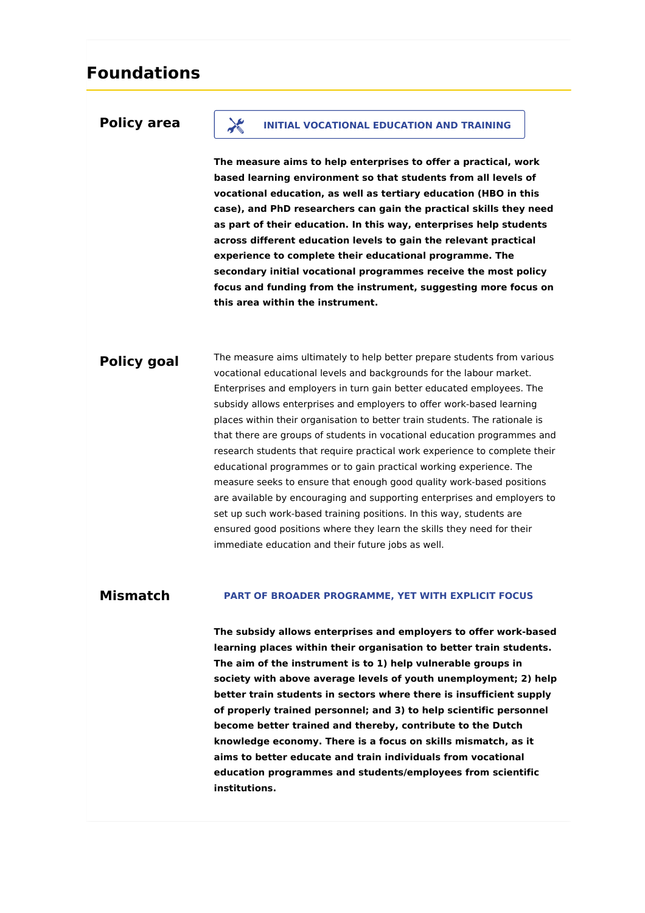## Foundations

### Policy area

**INITIAL VOCATIONAL EDUCATION AND TRAINING**

**The measure aims to help enterprises to offer a practical, work based learning environment so that students from all levels of vocational education, as well as tertiary education (HBO in this case), and PhD researchers can gain the practical skills they need as part of their education. In this way, enterprises help students across different education levels to gain the relevant practical experience to complete their educational programme. The secondary initial vocational programmes receive the most policy focus and funding from the instrument, suggesting more focus on this area within the instrument.**

### Policy goal

The measure aims ultimately to help better prepare students from various vocational educational levels and backgrounds for the labour market. Enterprises and employers in turn gain better educated employees. The subsidy allows enterprises and employers to offer work-based learning places within their organisation to better train students. The rationale is that there are groups of students in vocational education programmes and research students that require practical work experience to complete their educational programmes or to gain practical working experience. The measure seeks to ensure that enough good quality work-based positions are available by encouraging and supporting enterprises and employers to set up such work-based training positions. In this way, students are ensured good positions where they learn the skills they need for their immediate education and their future jobs as well.

### Mismatch

**PART OF BROADER PROGRAMME, YET WITH EXPLICIT FOCUS**

**The subsidy allows enterprises and employers to offer work-based learning places within their organisation to better train students. The aim of the instrument is to 1) help vulnerable groups in society with above average levels of youth unemployment; 2) help better train students in sectors where there is insufficient supply of properly trained personnel; and 3) to help scientific personnel become better trained and thereby, contribute to the Dutch knowledge economy. There is a focus on skills mismatch, as it aims to better educate and train individuals from vocational education programmes and students/employees from scientific institutions.**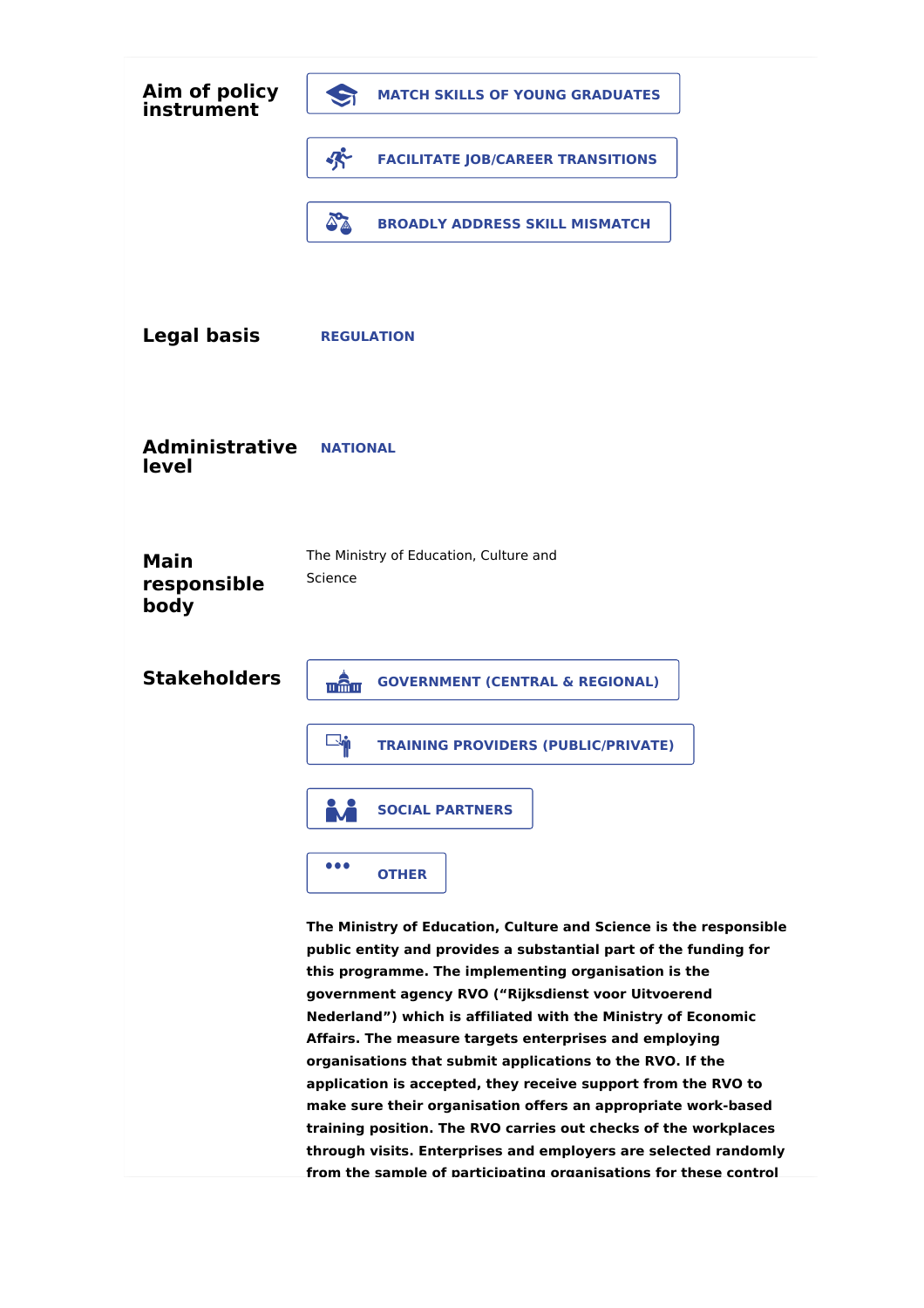**Aim of policy instrument**

- MATCH SKILLS OF YOUNG GRADUATES
- FACILITATE JOB/CAREER TRANSITIONS
- BROADLY ADDRESS SKILL MISMATCH

**Legal basis**

REGULATION

**Administrative level**

NATIONAL

**Main responsible body**

The Ministry of Education, Culture and Science

**Stakeholders**

- GOVERNMENT (CENTRAL & REGIONAL)
- TRAINING PROVIDERS (PUBLIC/PRIVATE)
- SOCIAL PARTNERS
- OTHER

**The Ministry of Education, Culture and Science is the responsible public entity and provides a substantial part of the funding for this programme. The implementing organisation is the government agency RVO ("Rijksdienst voor Uitvoerend Nederland") which is affiliated with the Ministry of Economic Affairs. The measure targets enterprises and employing organisations that submit applications to the RVO. If the application is accepted, they receive support from the RVO to make sure their organisation offers an appropriate work-based training position. The RVO carries out checks of the workplaces through visits. Enterprises and employers are selected randomly from the sample of participating organisations for these control**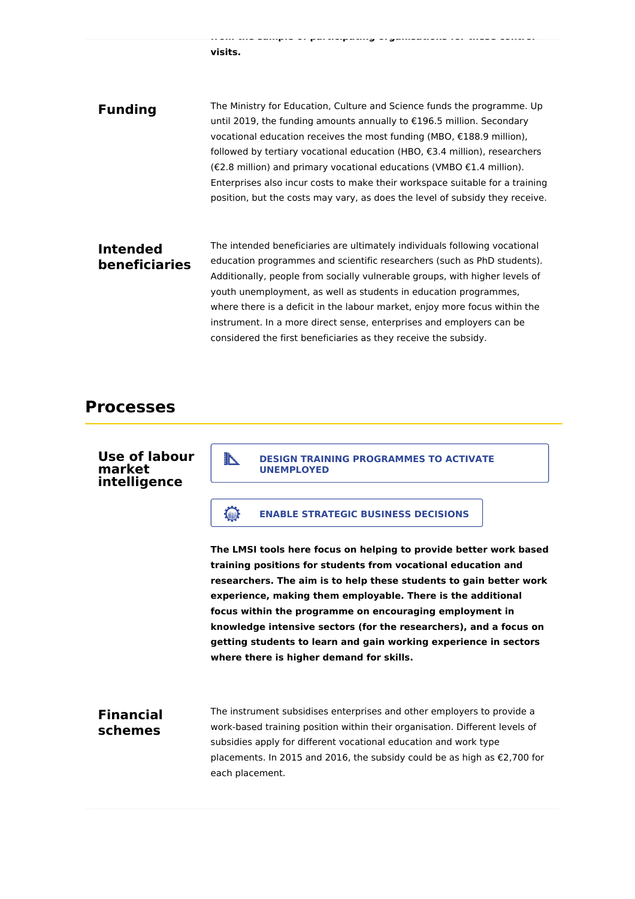**visits.**

**Funding**

The Ministry for Education, Culture and Science funds the programme. Up until 2019, the funding amounts annually to €196.5 million. Secondary vocational education receives the most funding (MBO, €188.9 million), followed by tertiary vocational education (HBO, €3.4 million), researchers (€2.8 million) and primary vocational educations (VMBO €1.4 million). Enterprises also incur costs to make their workspace suitable for a training position, but the costs may vary, as does the level of subsidy they receive.

**Intended beneficiaries**

The intended beneficiaries are ultimately individuals following vocational education programmes and scientific researchers (such as PhD students). Additionally, people from socially vulnerable groups, with higher levels of youth unemployment, as well as students in education programmes, where there is a deficit in the labour market, enjoy more focus within the instrument. In a more direct sense, enterprises and employers can be considered the first beneficiaries as they receive the subsidy.

## Processes

**Use of labour market intelligence**

**DESIGN TRAINING PROGRAMMES TO ACTIVATE UNEMPLOYED**

**ENABLE STRATEGIC BUSINESS DECISIONS**

**The LMSI tools here focus on helping to provide better work based training positions for students from vocational education and researchers. The aim is to help these students to gain better work experience, making them employable. There is the additional focus within the programme on encouraging employment in knowledge intensive sectors (for the researchers), and a focus on getting students to learn and gain working experience in sectors where there is higher demand for skills.**

**Financial schemes**

The instrument subsidises enterprises and other employers to provide a work-based training position within their organisation. Different levels of subsidies apply for different vocational education and work type placements. In 2015 and 2016, the subsidy could be as high as €2,700 for each placement.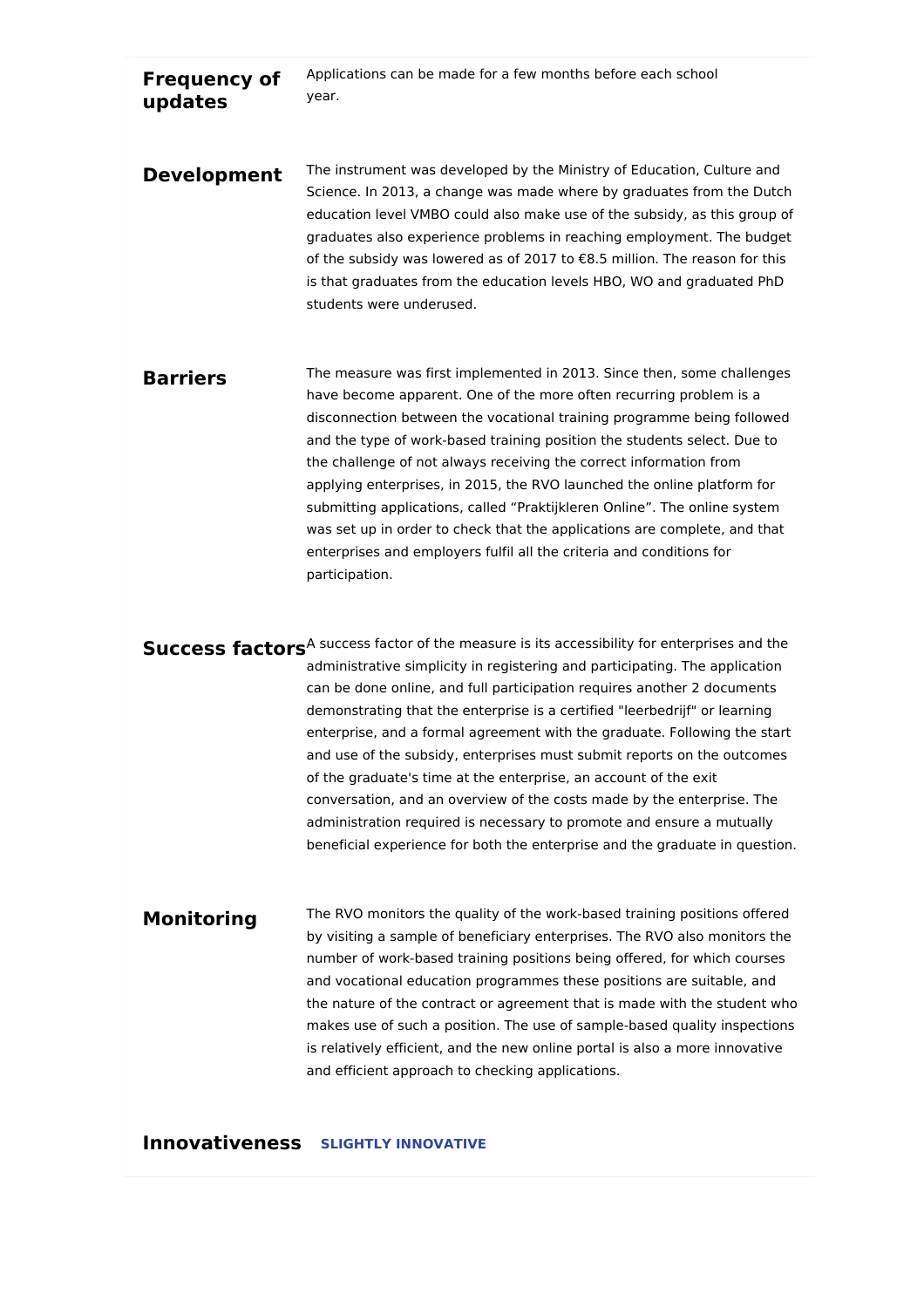**Frequency of updates**

Applications can be made for a few months before each school year.

**Development**

The instrument was developed by the Ministry of Education, Culture and Science. In 2013, a change was made where by graduates from the Dutch education level VMBO could also make use of the subsidy, as this group of graduates also experience problems in reaching employment. The budget of the subsidy was lowered as of 2017 to €8.5 million. The reason for this is that graduates from the education levels HBO, WO and graduated PhD students were underused.

**Barriers**

The measure was first implemented in 2013. Since then, some challenges have become apparent. One of the more often recurring problem is a disconnection between the vocational training programme being followed and the type of work-based training position the students select. Due to the challenge of not always receiving the correct information from applying enterprises, in 2015, the RVO launched the online platform for submitting applications, called “Praktijkleren Online”. The online system was set up in order to check that the applications are complete, and that enterprises and employers fulfil all the criteria and conditions for participation.

**Success factors**

A success factor of the measure is its accessibility for enterprises and the administrative simplicity in registering and participating. The application can be done online, and full participation requires another 2 documents demonstrating that the enterprise is a certified "leerbedrijf" or learning enterprise, and a formal agreement with the graduate. Following the start and use of the subsidy, enterprises must submit reports on the outcomes of the graduate's time at the enterprise, an account of the exit conversation, and an overview of the costs made by the enterprise. The administration required is necessary to promote and ensure a mutually beneficial experience for both the enterprise and the graduate in question.

**Monitoring**

The RVO monitors the quality of the work-based training positions offered by visiting a sample of beneficiary enterprises. The RVO also monitors the number of work-based training positions being offered, for which courses and vocational education programmes these positions are suitable, and the nature of the contract or agreement that is made with the student who makes use of such a position. The use of sample-based quality inspections is relatively efficient, and the new online portal is also a more innovative and efficient approach to checking applications.

**Innovativeness** **SLIGHTLY INNOVATIVE**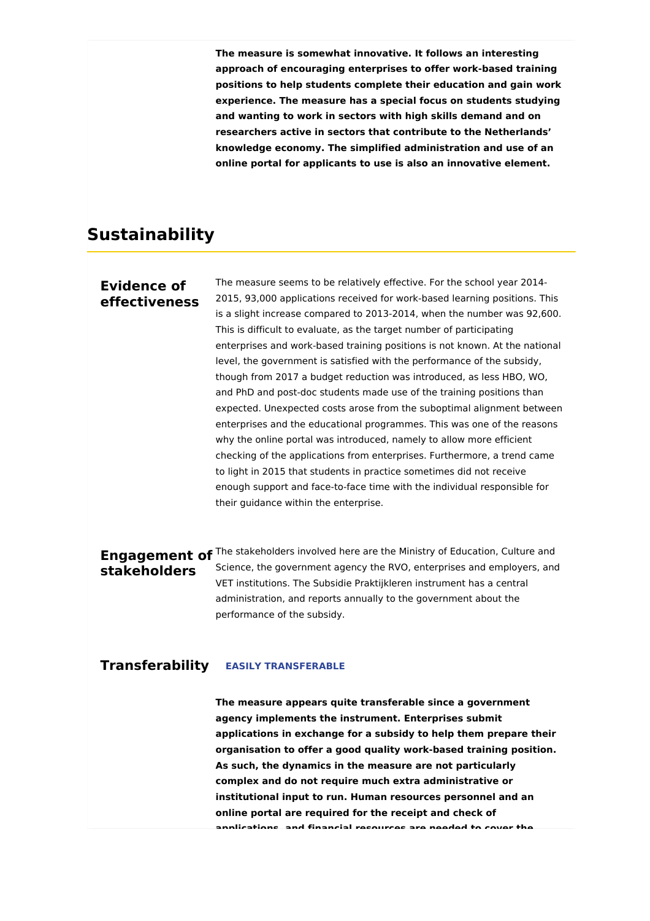**The measure is somewhat innovative. It follows an interesting approach of encouraging enterprises to offer work-based training positions to help students complete their education and gain work experience. The measure has a special focus on students studying and wanting to work in sectors with high skills demand and on researchers active in sectors that contribute to the Netherlands' knowledge economy. The simplified administration and use of an online portal for applicants to use is also an innovative element.**

## Sustainability

### Evidence of effectiveness

The measure seems to be relatively effective. For the school year 2014-2015, 93,000 applications received for work-based learning positions. This is a slight increase compared to 2013-2014, when the number was 92,600. This is difficult to evaluate, as the target number of participating enterprises and work-based training positions is not known. At the national level, the government is satisfied with the performance of the subsidy, though from 2017 a budget reduction was introduced, as less HBO, WO, and PhD and post-doc students made use of the training positions than expected. Unexpected costs arose from the suboptimal alignment between enterprises and the educational programmes. This was one of the reasons why the online portal was introduced, namely to allow more efficient checking of the applications from enterprises. Furthermore, a trend came to light in 2015 that students in practice sometimes did not receive enough support and face-to-face time with the individual responsible for their guidance within the enterprise.

### Engagement of stakeholders

The stakeholders involved here are the Ministry of Education, Culture and Science, the government agency the RVO, enterprises and employers, and VET institutions. The Subsidie Praktijkleren instrument has a central administration, and reports annually to the government about the performance of the subsidy.

### Transferability

**EASILY TRANSFERABLE**

**The measure appears quite transferable since a government agency implements the instrument. Enterprises submit applications in exchange for a subsidy to help them prepare their organisation to offer a good quality work-based training position. As such, the dynamics in the measure are not particularly complex and do not require much extra administrative or institutional input to run. Human resources personnel and an online portal are required for the receipt and check of applications, and financial resources are needed to cover the**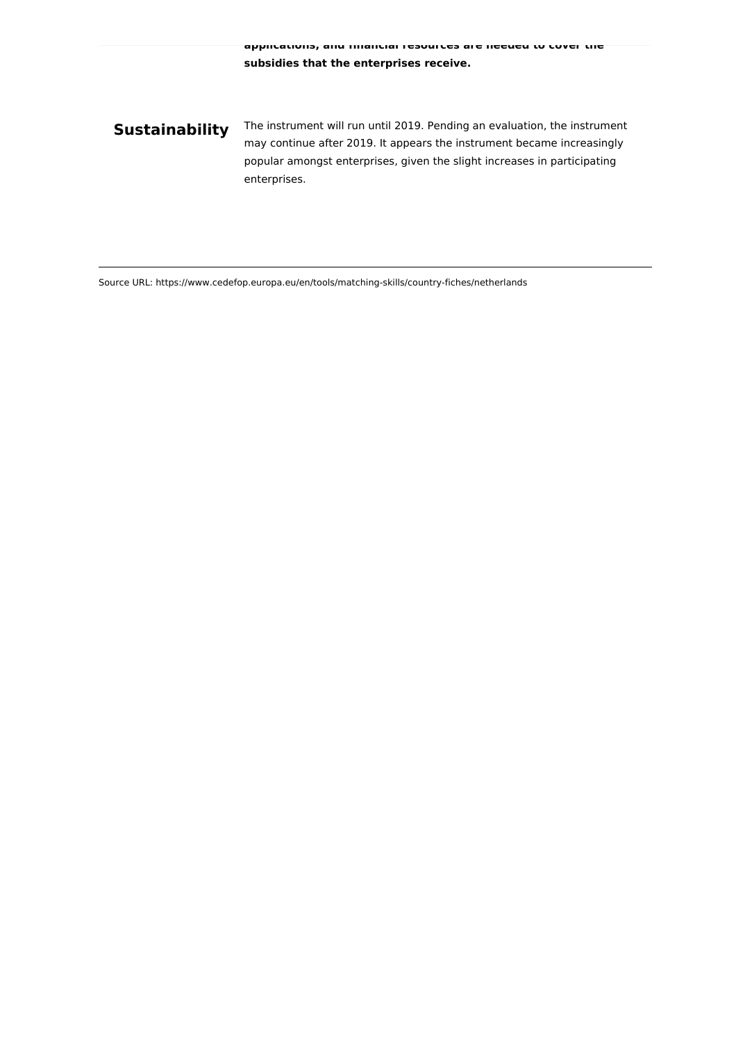| | |
|---|---|
| | **applications, and financial resources are needed to cover the subsidies that the enterprises receive.** |
| **Sustainability** | The instrument will run until 2019. Pending an evaluation, the instrument may continue after 2019. It appears the instrument became increasingly popular amongst enterprises, given the slight increases in participating enterprises. |

---

Source URL: https://www.cedefop.europa.eu/en/tools/matching-skills/country-fiches/netherlands